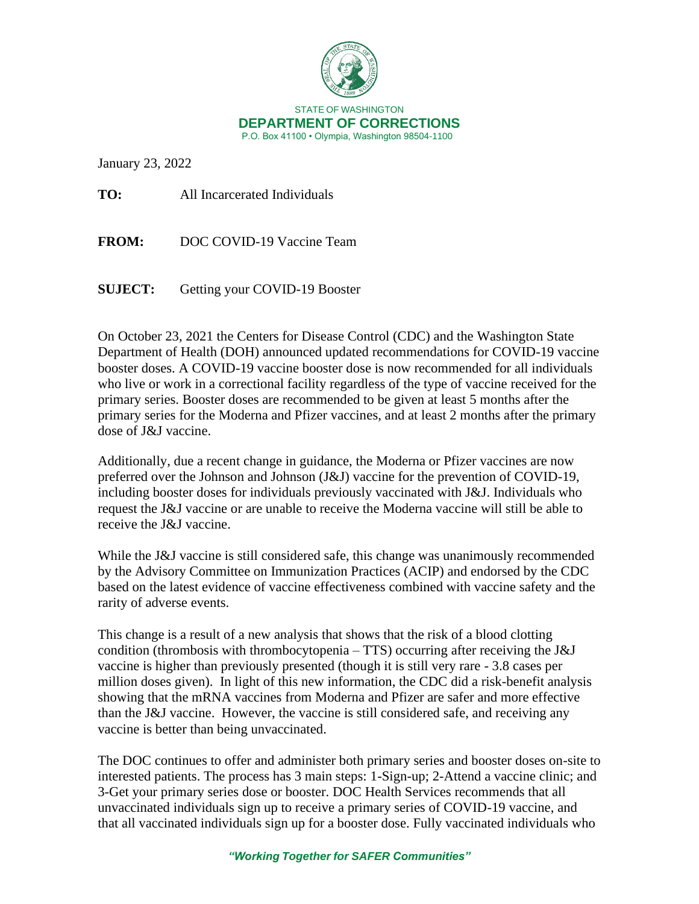STATE OF WASHINGTON
**DEPARTMENT OF CORRECTIONS**
P.O. Box 41100 • Olympia, Washington 98504-1100

January 23, 2022

**TO:** All Incarcerated Individuals

**FROM:** DOC COVID-19 Vaccine Team

**SUJECT:** Getting your COVID-19 Booster

On October 23, 2021 the Centers for Disease Control (CDC) and the Washington State Department of Health (DOH) announced updated recommendations for COVID-19 vaccine booster doses. A COVID-19 vaccine booster dose is now recommended for all individuals who live or work in a correctional facility regardless of the type of vaccine received for the primary series. Booster doses are recommended to be given at least 5 months after the primary series for the Moderna and Pfizer vaccines, and at least 2 months after the primary dose of J&J vaccine.

Additionally, due a recent change in guidance, the Moderna or Pfizer vaccines are now preferred over the Johnson and Johnson (J&J) vaccine for the prevention of COVID-19, including booster doses for individuals previously vaccinated with J&J. Individuals who request the J&J vaccine or are unable to receive the Moderna vaccine will still be able to receive the J&J vaccine.

While the J&J vaccine is still considered safe, this change was unanimously recommended by the Advisory Committee on Immunization Practices (ACIP) and endorsed by the CDC based on the latest evidence of vaccine effectiveness combined with vaccine safety and the rarity of adverse events.

This change is a result of a new analysis that shows that the risk of a blood clotting condition (thrombosis with thrombocytopenia – TTS) occurring after receiving the J&J vaccine is higher than previously presented (though it is still very rare - 3.8 cases per million doses given). In light of this new information, the CDC did a risk-benefit analysis showing that the mRNA vaccines from Moderna and Pfizer are safer and more effective than the J&J vaccine. However, the vaccine is still considered safe, and receiving any vaccine is better than being unvaccinated.

The DOC continues to offer and administer both primary series and booster doses on-site to interested patients. The process has 3 main steps: 1-Sign-up; 2-Attend a vaccine clinic; and 3-Get your primary series dose or booster. DOC Health Services recommends that all unvaccinated individuals sign up to receive a primary series of COVID-19 vaccine, and that all vaccinated individuals sign up for a booster dose. Fully vaccinated individuals who

*"Working Together for SAFER Communities"*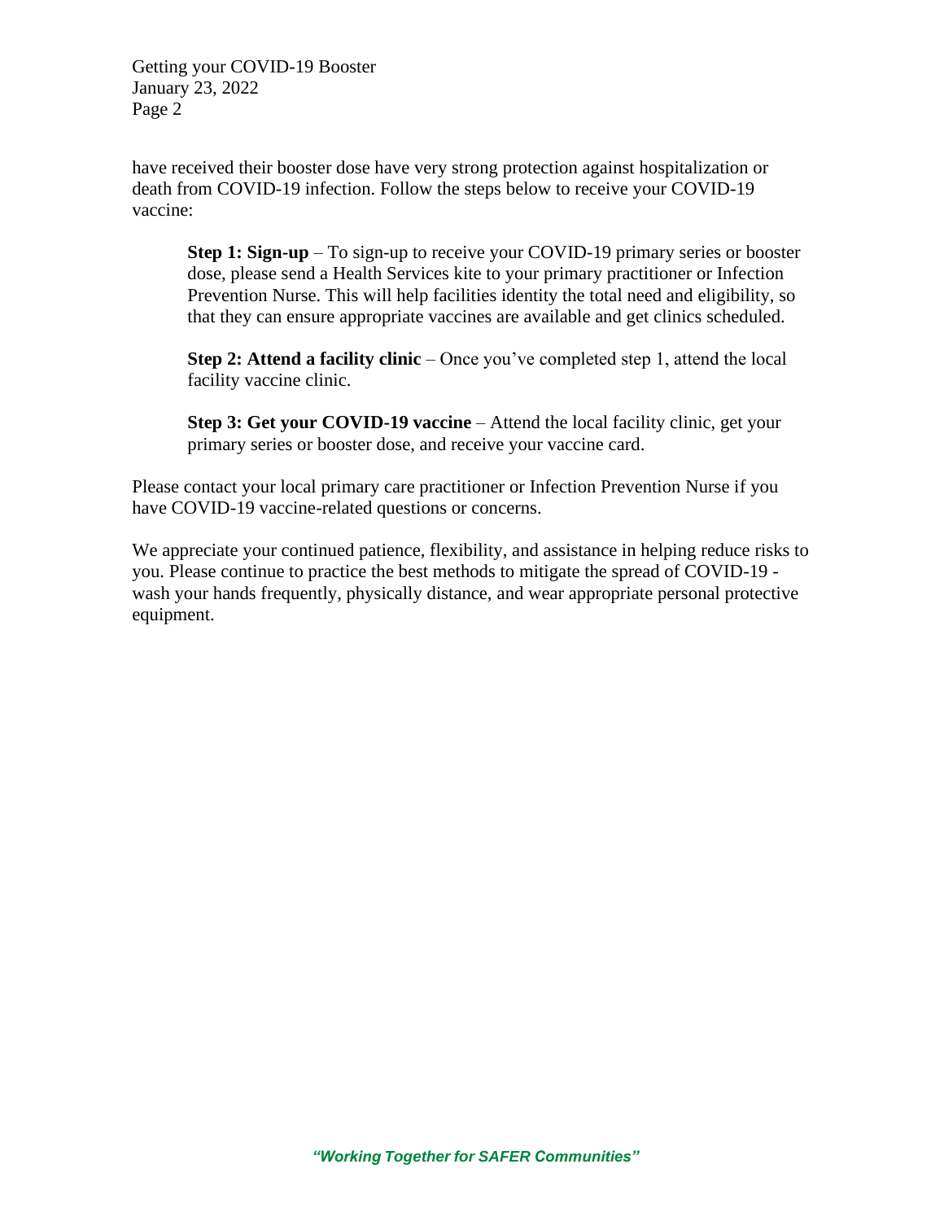have received their booster dose have very strong protection against hospitalization or death from COVID-19 infection. Follow the steps below to receive your COVID-19 vaccine:

**Step 1: Sign-up** – To sign-up to receive your COVID-19 primary series or booster dose, please send a Health Services kite to your primary practitioner or Infection Prevention Nurse. This will help facilities identity the total need and eligibility, so that they can ensure appropriate vaccines are available and get clinics scheduled.

**Step 2: Attend a facility clinic** – Once you've completed step 1, attend the local facility vaccine clinic.

**Step 3: Get your COVID-19 vaccine** – Attend the local facility clinic, get your primary series or booster dose, and receive your vaccine card.

Please contact your local primary care practitioner or Infection Prevention Nurse if you have COVID-19 vaccine-related questions or concerns.

We appreciate your continued patience, flexibility, and assistance in helping reduce risks to you. Please continue to practice the best methods to mitigate the spread of COVID-19 - wash your hands frequently, physically distance, and wear appropriate personal protective equipment.